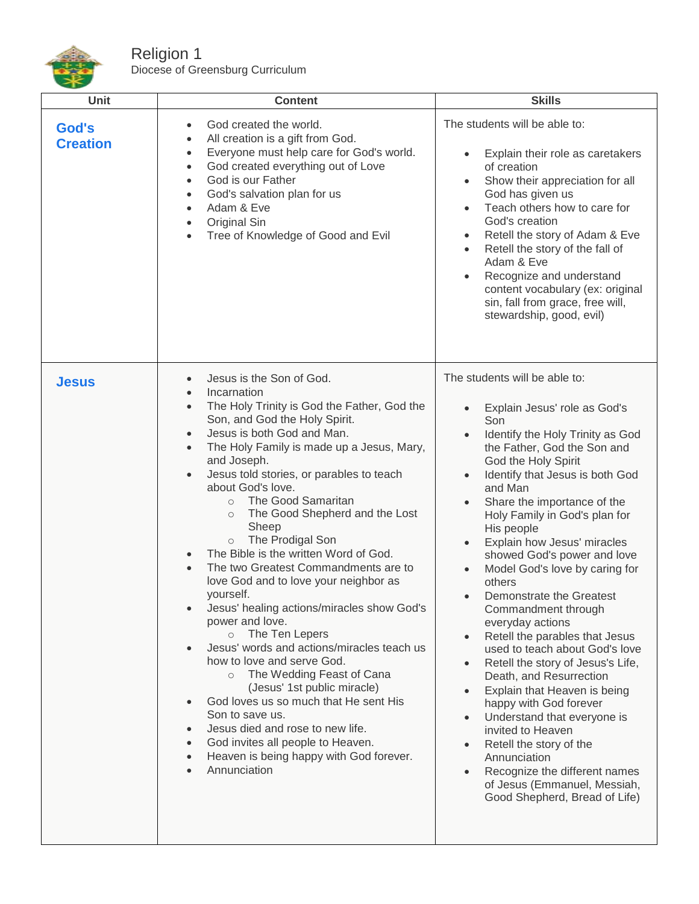# Religion 1

Diocese of Greensburg Curriculum

| Unit | Content | Skills |
| --- | --- | --- |
| **God's Creation** | • God created the world.<br>• All creation is a gift from God.<br>• Everyone must help care for God's world.<br>• God created everything out of Love<br>• God is our Father<br>• God's salvation plan for us<br>• Adam & Eve<br>• Original Sin<br>• Tree of Knowledge of Good and Evil | The students will be able to:<br>• Explain their role as caretakers of creation<br>• Show their appreciation for all God has given us<br>• Teach others how to care for God's creation<br>• Retell the story of Adam & Eve<br>• Retell the story of the fall of Adam & Eve<br>• Recognize and understand content vocabulary (ex: original sin, fall from grace, free will, stewardship, good, evil) |
| **Jesus** | • Jesus is the Son of God.<br>• Incarnation<br>• The Holy Trinity is God the Father, God the Son, and God the Holy Spirit.<br>• Jesus is both God and Man.<br>• The Holy Family is made up a Jesus, Mary, and Joseph.<br>• Jesus told stories, or parables to teach about God's love.<br>&nbsp;&nbsp;&nbsp;&nbsp;○ The Good Samaritan<br>&nbsp;&nbsp;&nbsp;&nbsp;○ The Good Shepherd and the Lost Sheep<br>&nbsp;&nbsp;&nbsp;&nbsp;○ The Prodigal Son<br>• The Bible is the written Word of God.<br>• The two Greatest Commandments are to love God and to love your neighbor as yourself.<br>• Jesus' healing actions/miracles show God's power and love.<br>&nbsp;&nbsp;&nbsp;&nbsp;○ The Ten Lepers<br>• Jesus' words and actions/miracles teach us how to love and serve God.<br>&nbsp;&nbsp;&nbsp;&nbsp;○ The Wedding Feast of Cana (Jesus' 1st public miracle)<br>• God loves us so much that He sent His Son to save us.<br>• Jesus died and rose to new life.<br>• God invites all people to Heaven.<br>• Heaven is being happy with God forever.<br>• Annunciation | The students will be able to:<br>• Explain Jesus' role as God's Son<br>• Identify the Holy Trinity as God the Father, God the Son and God the Holy Spirit<br>• Identify that Jesus is both God and Man<br>• Share the importance of the Holy Family in God's plan for His people<br>• Explain how Jesus' miracles showed God's power and love<br>• Model God's love by caring for others<br>• Demonstrate the Greatest Commandment through everyday actions<br>• Retell the parables that Jesus used to teach about God's love<br>• Retell the story of Jesus's Life, Death, and Resurrection<br>• Explain that Heaven is being happy with God forever<br>• Understand that everyone is invited to Heaven<br>• Retell the story of the Annunciation<br>• Recognize the different names of Jesus (Emmanuel, Messiah, Good Shepherd, Bread of Life) |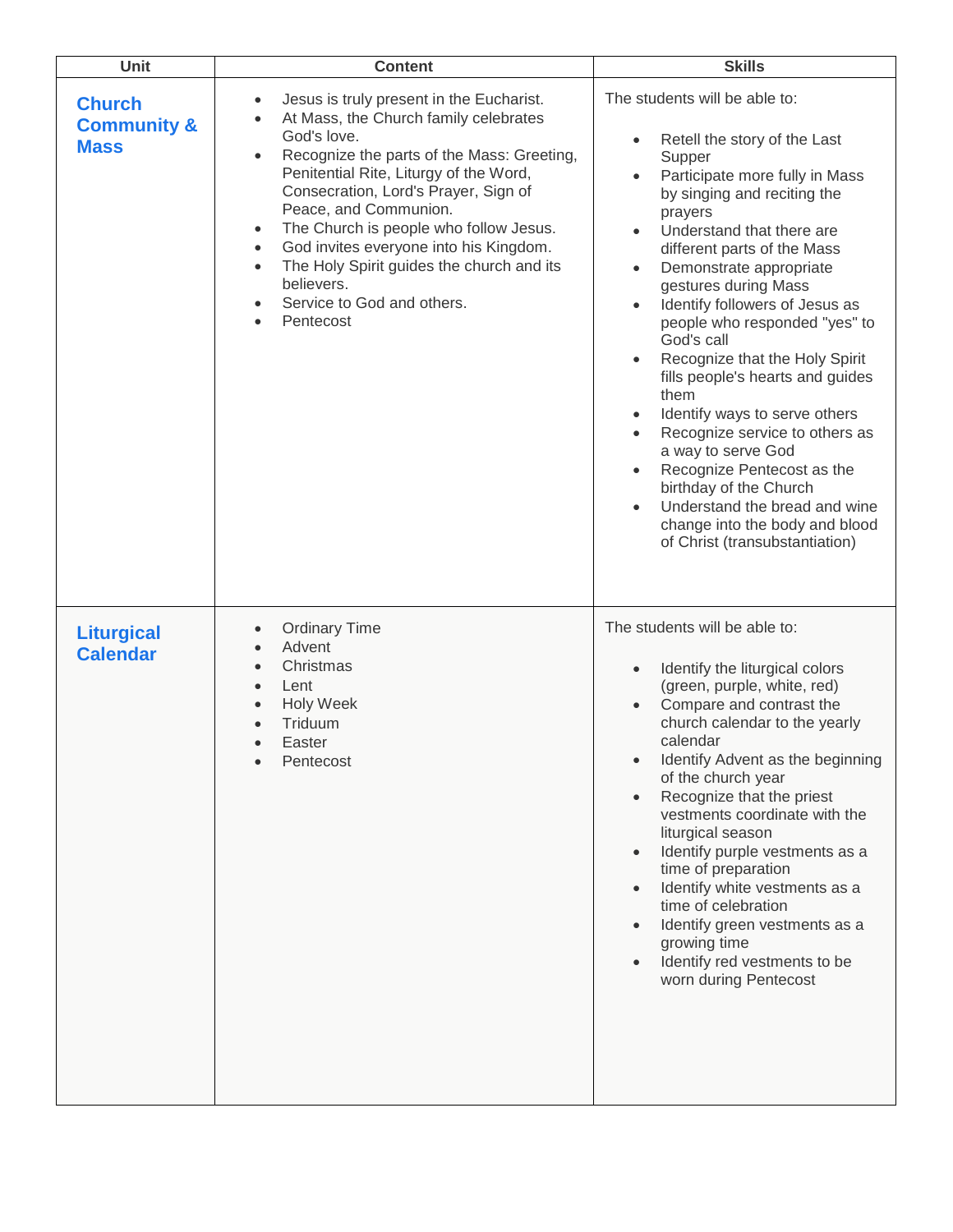| Unit | Content | Skills |
|---|---|---|
| **Church Community & Mass** | • Jesus is truly present in the Eucharist.<br>• At Mass, the Church family celebrates God's love.<br>• Recognize the parts of the Mass: Greeting, Penitential Rite, Liturgy of the Word, Consecration, Lord's Prayer, Sign of Peace, and Communion.<br>• The Church is people who follow Jesus.<br>• God invites everyone into his Kingdom.<br>• The Holy Spirit guides the church and its believers.<br>• Service to God and others.<br>• Pentecost | The students will be able to:<br><br>• Retell the story of the Last Supper<br>• Participate more fully in Mass by singing and reciting the prayers<br>• Understand that there are different parts of the Mass<br>• Demonstrate appropriate gestures during Mass<br>• Identify followers of Jesus as people who responded "yes" to God's call<br>• Recognize that the Holy Spirit fills people's hearts and guides them<br>• Identify ways to serve others<br>• Recognize service to others as a way to serve God<br>• Recognize Pentecost as the birthday of the Church<br>• Understand the bread and wine change into the body and blood of Christ (transubstantiation) |
| **Liturgical Calendar** | • Ordinary Time<br>• Advent<br>• Christmas<br>• Lent<br>• Holy Week<br>• Triduum<br>• Easter<br>• Pentecost | The students will be able to:<br><br>• Identify the liturgical colors (green, purple, white, red)<br>• Compare and contrast the church calendar to the yearly calendar<br>• Identify Advent as the beginning of the church year<br>• Recognize that the priest vestments coordinate with the liturgical season<br>• Identify purple vestments as a time of preparation<br>• Identify white vestments as a time of celebration<br>• Identify green vestments as a growing time<br>• Identify red vestments to be worn during Pentecost |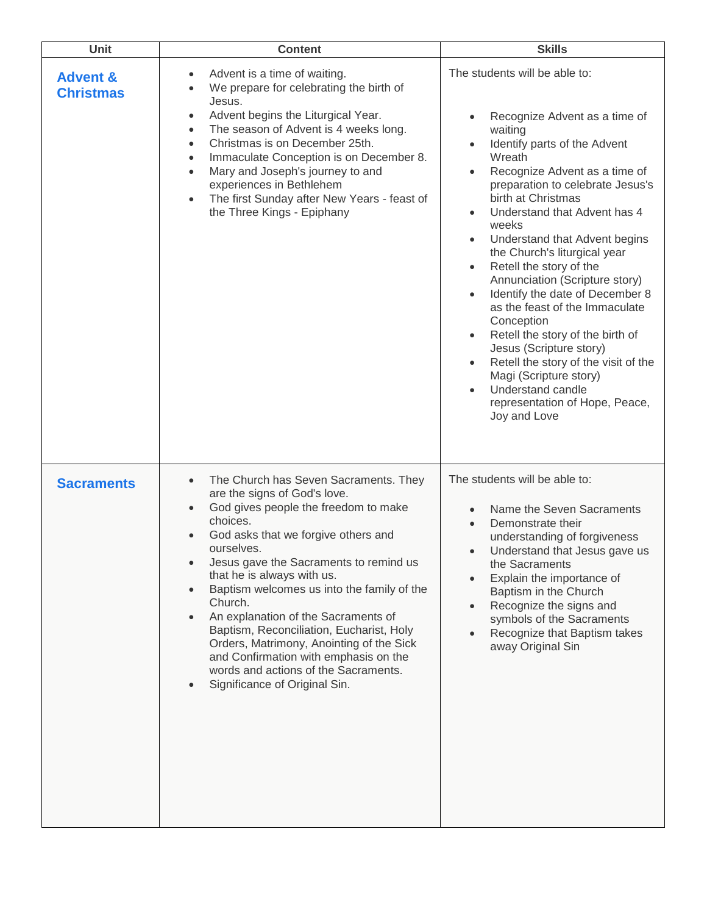| Unit | Content | Skills |
|---|---|---|
| **Advent & Christmas** | • Advent is a time of waiting.<br>• We prepare for celebrating the birth of Jesus.<br>• Advent begins the Liturgical Year.<br>• The season of Advent is 4 weeks long.<br>• Christmas is on December 25th.<br>• Immaculate Conception is on December 8.<br>• Mary and Joseph's journey to and experiences in Bethlehem<br>• The first Sunday after New Years - feast of the Three Kings - Epiphany | The students will be able to:<br>• Recognize Advent as a time of waiting<br>• Identify parts of the Advent Wreath<br>• Recognize Advent as a time of preparation to celebrate Jesus's birth at Christmas<br>• Understand that Advent has 4 weeks<br>• Understand that Advent begins the Church's liturgical year<br>• Retell the story of the Annunciation (Scripture story)<br>• Identify the date of December 8 as the feast of the Immaculate Conception<br>• Retell the story of the birth of Jesus (Scripture story)<br>• Retell the story of the visit of the Magi (Scripture story)<br>• Understand candle representation of Hope, Peace, Joy and Love |
| **Sacraments** | • The Church has Seven Sacraments. They are the signs of God's love.<br>• God gives people the freedom to make choices.<br>• God asks that we forgive others and ourselves.<br>• Jesus gave the Sacraments to remind us that he is always with us.<br>• Baptism welcomes us into the family of the Church.<br>• An explanation of the Sacraments of Baptism, Reconciliation, Eucharist, Holy Orders, Matrimony, Anointing of the Sick and Confirmation with emphasis on the words and actions of the Sacraments.<br>• Significance of Original Sin. | The students will be able to:<br>• Name the Seven Sacraments<br>• Demonstrate their understanding of forgiveness<br>• Understand that Jesus gave us the Sacraments<br>• Explain the importance of Baptism in the Church<br>• Recognize the signs and symbols of the Sacraments<br>• Recognize that Baptism takes away Original Sin |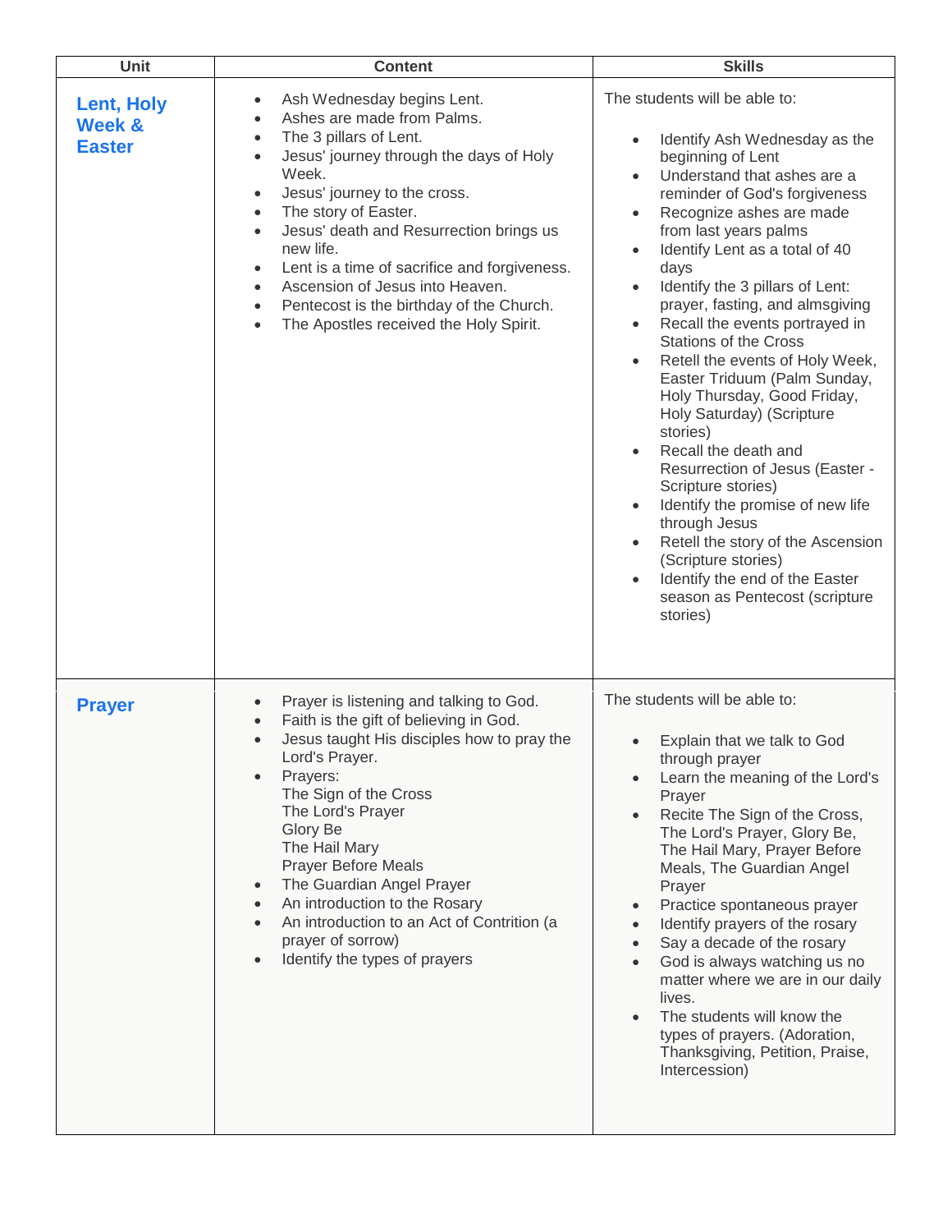| Unit | Content | Skills |
|---|---|---|
| **Lent, Holy Week & Easter** | • Ash Wednesday begins Lent.<br>• Ashes are made from Palms.<br>• The 3 pillars of Lent.<br>• Jesus' journey through the days of Holy Week.<br>• Jesus' journey to the cross.<br>• The story of Easter.<br>• Jesus' death and Resurrection brings us new life.<br>• Lent is a time of sacrifice and forgiveness.<br>• Ascension of Jesus into Heaven.<br>• Pentecost is the birthday of the Church.<br>• The Apostles received the Holy Spirit. | The students will be able to:<br><br>• Identify Ash Wednesday as the beginning of Lent<br>• Understand that ashes are a reminder of God's forgiveness<br>• Recognize ashes are made from last years palms<br>• Identify Lent as a total of 40 days<br>• Identify the 3 pillars of Lent: prayer, fasting, and almsgiving<br>• Recall the events portrayed in Stations of the Cross<br>• Retell the events of Holy Week, Easter Triduum (Palm Sunday, Holy Thursday, Good Friday, Holy Saturday) (Scripture stories)<br>• Recall the death and Resurrection of Jesus (Easter - Scripture stories)<br>• Identify the promise of new life through Jesus<br>• Retell the story of the Ascension (Scripture stories)<br>• Identify the end of the Easter season as Pentecost (scripture stories) |
| **Prayer** | • Prayer is listening and talking to God.<br>• Faith is the gift of believing in God.<br>• Jesus taught His disciples how to pray the Lord's Prayer.<br>• Prayers:<br>The Sign of the Cross<br>The Lord's Prayer<br>Glory Be<br>The Hail Mary<br>Prayer Before Meals<br>• The Guardian Angel Prayer<br>• An introduction to the Rosary<br>• An introduction to an Act of Contrition (a prayer of sorrow)<br>• Identify the types of prayers | The students will be able to:<br><br>• Explain that we talk to God through prayer<br>• Learn the meaning of the Lord's Prayer<br>• Recite The Sign of the Cross, The Lord's Prayer, Glory Be, The Hail Mary, Prayer Before Meals, The Guardian Angel Prayer<br>• Practice spontaneous prayer<br>• Identify prayers of the rosary<br>• Say a decade of the rosary<br>• God is always watching us no matter where we are in our daily lives.<br>• The students will know the types of prayers. (Adoration, Thanksgiving, Petition, Praise, Intercession) |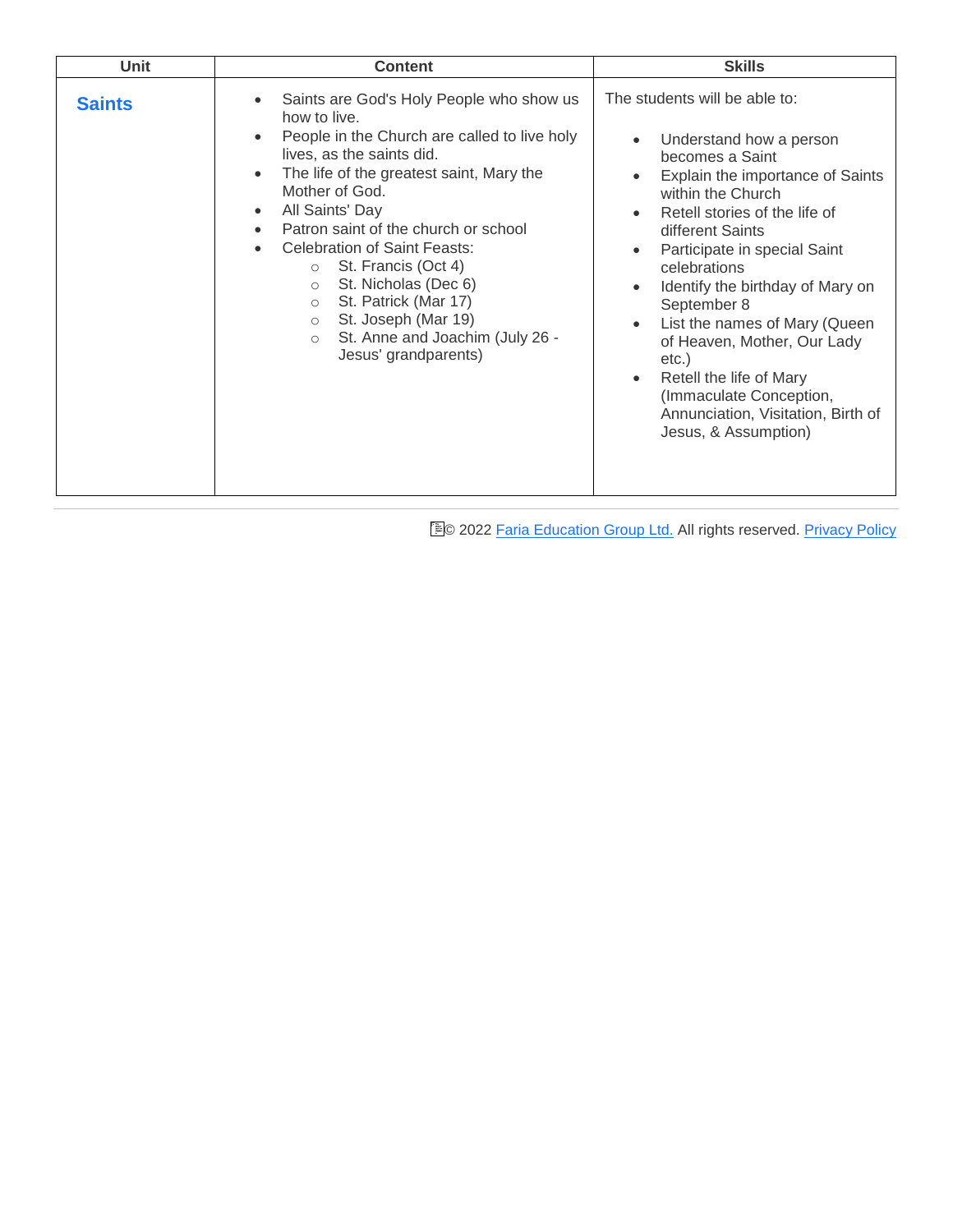| Unit | Content | Skills |
| --- | --- | --- |
| **Saints** | <ul><li>Saints are God's Holy People who show us how to live.</li><li>People in the Church are called to live holy lives, as the saints did.</li><li>The life of the greatest saint, Mary the Mother of God.</li><li>All Saints' Day</li><li>Patron saint of the church or school</li><li>Celebration of Saint Feasts:<ul><li>St. Francis (Oct 4)</li><li>St. Nicholas (Dec 6)</li><li>St. Patrick (Mar 17)</li><li>St. Joseph (Mar 19)</li><li>St. Anne and Joachim (July 26 - Jesus' grandparents)</li></ul></li></ul> | The students will be able to:<ul><li>Understand how a person becomes a Saint</li><li>Explain the importance of Saints within the Church</li><li>Retell stories of the life of different Saints</li><li>Participate in special Saint celebrations</li><li>Identify the birthday of Mary on September 8</li><li>List the names of Mary (Queen of Heaven, Mother, Our Lady etc.)</li><li>Retell the life of Mary (Immaculate Conception, Annunciation, Visitation, Birth of Jesus, & Assumption)</li></ul> |

© 2022 Faria Education Group Ltd. All rights reserved. Privacy Policy